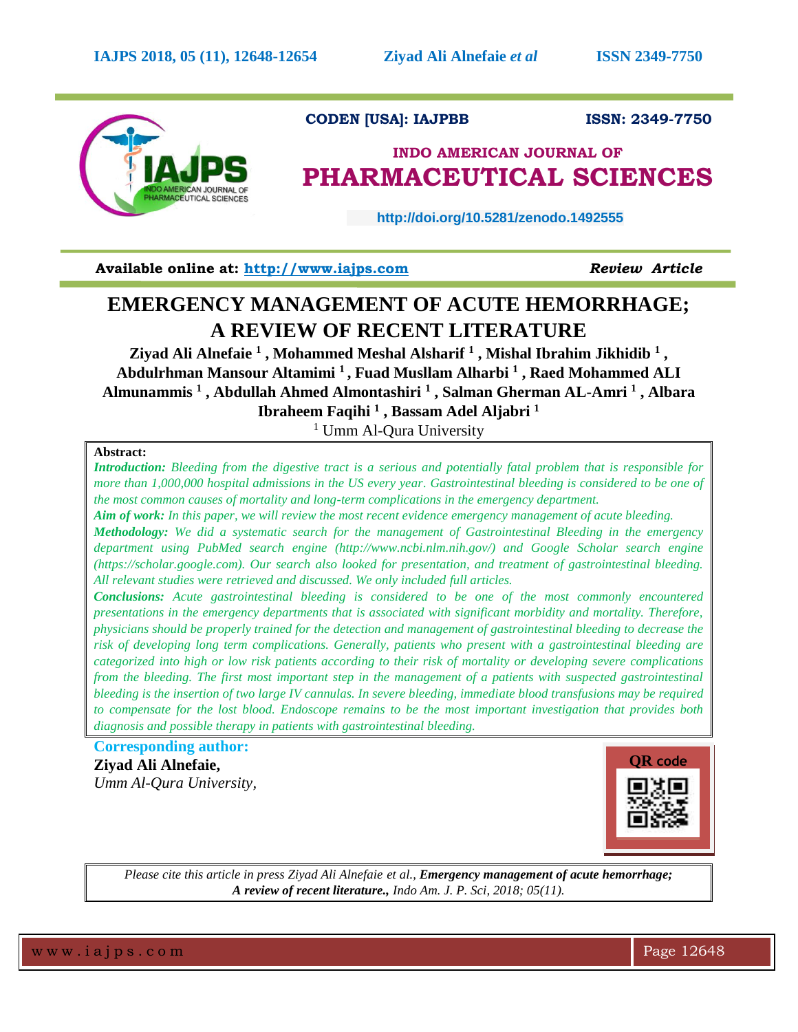CODEN [USA]: IAJPBB ISSN: 2349-7750

INDO AMERICAN JOURNAL OF
PHARMACEUTICAL SCIENCES

http://doi.org/10.5281/zenodo.1492555

Available online at: http://www.iajps.com *Review Article*

# EMERGENCY MANAGEMENT OF ACUTE HEMORRHAGE; A REVIEW OF RECENT LITERATURE

**Ziyad Ali Alnefaie [1] , Mohammed Meshal Alsharif [1] , Mishal Ibrahim Jikhidib [1] , Abdulrhman Mansour Altamimi [1] , Fuad Musllam Alharbi [1] , Raed Mohammed ALI Almunammis [1] , Abdullah Ahmed Almontashiri [1] , Salman Gherman AL-Amri [1] , Albara Ibraheem Faqihi [1] , Bassam Adel Aljabri [1]**

[1] Umm Al-Qura University

**Abstract:**

***Introduction:*** *Bleeding from the digestive tract is a serious and potentially fatal problem that is responsible for more than 1,000,000 hospital admissions in the US every year. Gastrointestinal bleeding is considered to be one of the most common causes of mortality and long-term complications in the emergency department.*

***Aim of work:*** *In this paper, we will review the most recent evidence emergency management of acute bleeding.*

***Methodology:*** *We did a systematic search for the management of Gastrointestinal Bleeding in the emergency department using PubMed search engine (http://www.ncbi.nlm.nih.gov/) and Google Scholar search engine (https://scholar.google.com). Our search also looked for presentation, and treatment of gastrointestinal bleeding. All relevant studies were retrieved and discussed. We only included full articles.*

***Conclusions:*** *Acute gastrointestinal bleeding is considered to be one of the most commonly encountered presentations in the emergency departments that is associated with significant morbidity and mortality. Therefore, physicians should be properly trained for the detection and management of gastrointestinal bleeding to decrease the risk of developing long term complications. Generally, patients who present with a gastrointestinal bleeding are categorized into high or low risk patients according to their risk of mortality or developing severe complications from the bleeding. The first most important step in the management of a patients with suspected gastrointestinal bleeding is the insertion of two large IV cannulas. In severe bleeding, immediate blood transfusions may be required to compensate for the lost blood. Endoscope remains to be the most important investigation that provides both diagnosis and possible therapy in patients with gastrointestinal bleeding.*

**Corresponding author:**

**Ziyad Ali Alnefaie,**
*Umm Al-Qura University,*

QR code

*Please cite this article in press Ziyad Ali Alnefaie et al.,* ***Emergency management of acute hemorrhage; A review of recent literature.,*** *Indo Am. J. P. Sci, 2018; 05(11).*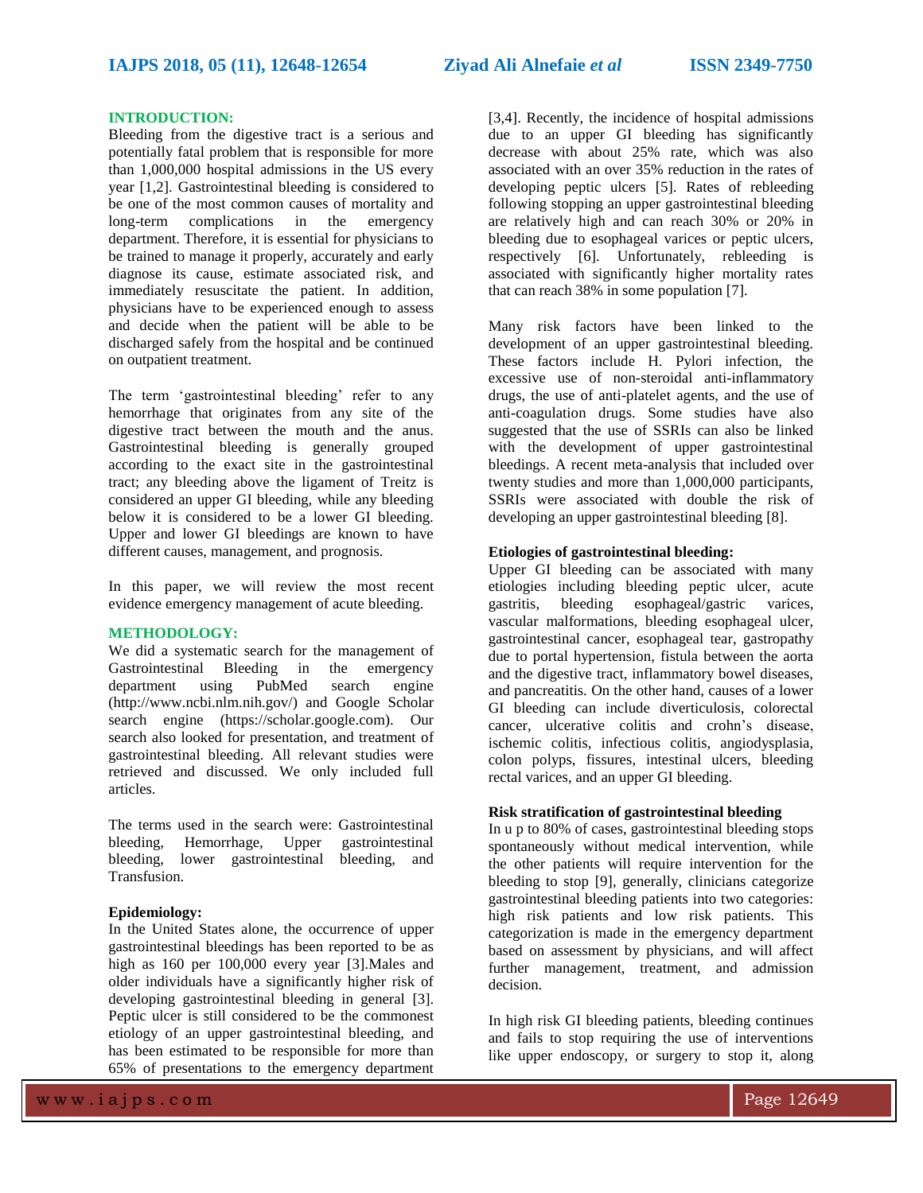## INTRODUCTION:

Bleeding from the digestive tract is a serious and potentially fatal problem that is responsible for more than 1,000,000 hospital admissions in the US every year [1,2]. Gastrointestinal bleeding is considered to be one of the most common causes of mortality and long-term complications in the emergency department. Therefore, it is essential for physicians to be trained to manage it properly, accurately and early diagnose its cause, estimate associated risk, and immediately resuscitate the patient. In addition, physicians have to be experienced enough to assess and decide when the patient will be able to be discharged safely from the hospital and be continued on outpatient treatment.

The term 'gastrointestinal bleeding' refer to any hemorrhage that originates from any site of the digestive tract between the mouth and the anus. Gastrointestinal bleeding is generally grouped according to the exact site in the gastrointestinal tract; any bleeding above the ligament of Treitz is considered an upper GI bleeding, while any bleeding below it is considered to be a lower GI bleeding. Upper and lower GI bleedings are known to have different causes, management, and prognosis.

In this paper, we will review the most recent evidence emergency management of acute bleeding.

## METHODOLOGY:

We did a systematic search for the management of Gastrointestinal Bleeding in the emergency department using PubMed search engine (http://www.ncbi.nlm.nih.gov/) and Google Scholar search engine (https://scholar.google.com). Our search also looked for presentation, and treatment of gastrointestinal bleeding. All relevant studies were retrieved and discussed. We only included full articles.

The terms used in the search were: Gastrointestinal bleeding, Hemorrhage, Upper gastrointestinal bleeding, lower gastrointestinal bleeding, and Transfusion.

### Epidemiology:

In the United States alone, the occurrence of upper gastrointestinal bleedings has been reported to be as high as 160 per 100,000 every year [3].Males and older individuals have a significantly higher risk of developing gastrointestinal bleeding in general [3]. Peptic ulcer is still considered to be the commonest etiology of an upper gastrointestinal bleeding, and has been estimated to be responsible for more than 65% of presentations to the emergency department [3,4]. Recently, the incidence of hospital admissions due to an upper GI bleeding has significantly decrease with about 25% rate, which was also associated with an over 35% reduction in the rates of developing peptic ulcers [5]. Rates of rebleeding following stopping an upper gastrointestinal bleeding are relatively high and can reach 30% or 20% in bleeding due to esophageal varices or peptic ulcers, respectively [6]. Unfortunately, rebleeding is associated with significantly higher mortality rates that can reach 38% in some population [7].

Many risk factors have been linked to the development of an upper gastrointestinal bleeding. These factors include H. Pylori infection, the excessive use of non-steroidal anti-inflammatory drugs, the use of anti-platelet agents, and the use of anti-coagulation drugs. Some studies have also suggested that the use of SSRIs can also be linked with the development of upper gastrointestinal bleedings. A recent meta-analysis that included over twenty studies and more than 1,000,000 participants, SSRIs were associated with double the risk of developing an upper gastrointestinal bleeding [8].

### Etiologies of gastrointestinal bleeding:

Upper GI bleeding can be associated with many etiologies including bleeding peptic ulcer, acute gastritis, bleeding esophageal/gastric varices, vascular malformations, bleeding esophageal ulcer, gastrointestinal cancer, esophageal tear, gastropathy due to portal hypertension, fistula between the aorta and the digestive tract, inflammatory bowel diseases, and pancreatitis. On the other hand, causes of a lower GI bleeding can include diverticulosis, colorectal cancer, ulcerative colitis and crohn's disease, ischemic colitis, infectious colitis, angiodysplasia, colon polyps, fissures, intestinal ulcers, bleeding rectal varices, and an upper GI bleeding.

### Risk stratification of gastrointestinal bleeding

In u p to 80% of cases, gastrointestinal bleeding stops spontaneously without medical intervention, while the other patients will require intervention for the bleeding to stop [9], generally, clinicians categorize gastrointestinal bleeding patients into two categories: high risk patients and low risk patients. This categorization is made in the emergency department based on assessment by physicians, and will affect further management, treatment, and admission decision.

In high risk GI bleeding patients, bleeding continues and fails to stop requiring the use of interventions like upper endoscopy, or surgery to stop it, along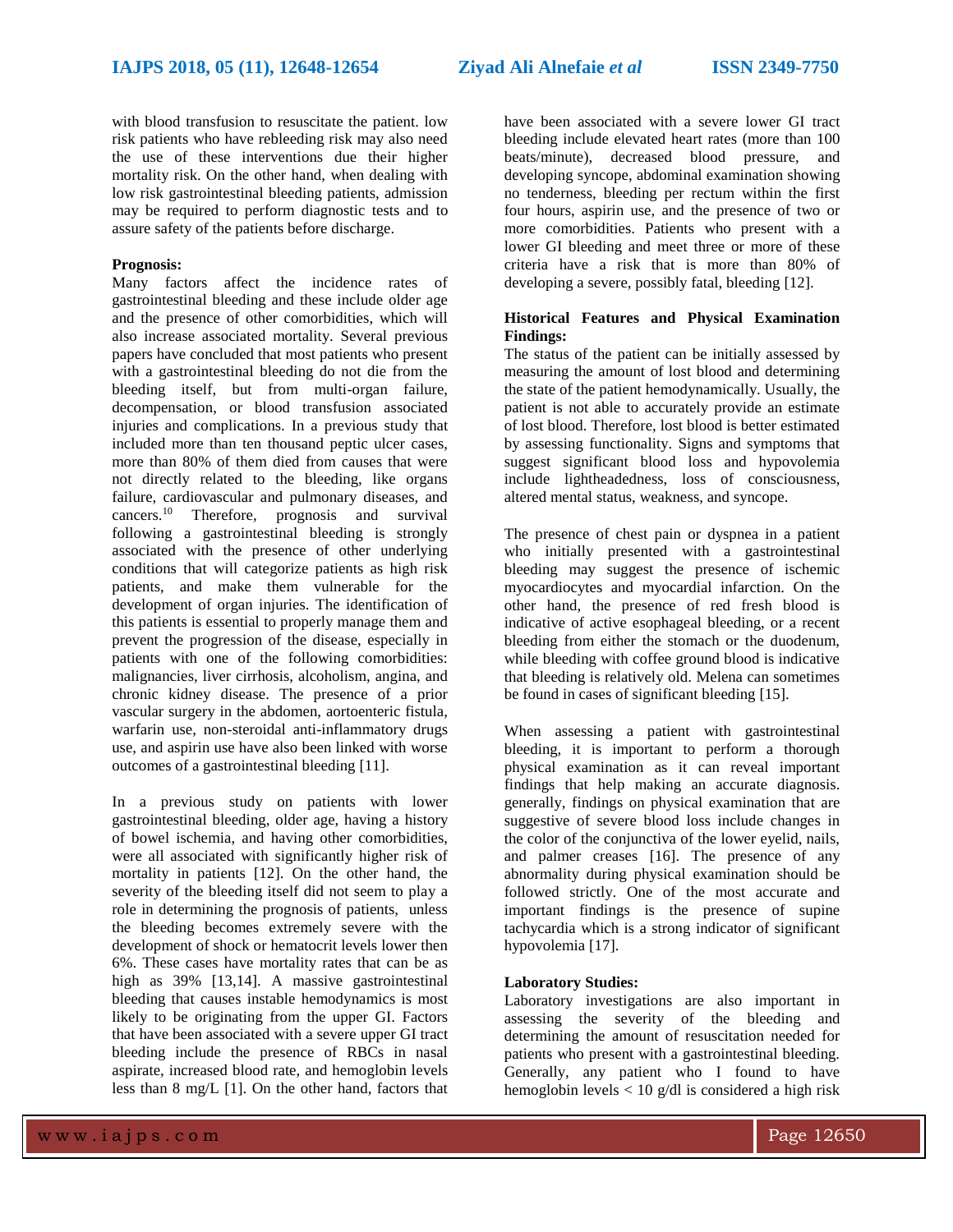with blood transfusion to resuscitate the patient. low risk patients who have rebleeding risk may also need the use of these interventions due their higher mortality risk. On the other hand, when dealing with low risk gastrointestinal bleeding patients, admission may be required to perform diagnostic tests and to assure safety of the patients before discharge.

**Prognosis:**

Many factors affect the incidence rates of gastrointestinal bleeding and these include older age and the presence of other comorbidities, which will also increase associated mortality. Several previous papers have concluded that most patients who present with a gastrointestinal bleeding do not die from the bleeding itself, but from multi-organ failure, decompensation, or blood transfusion associated injuries and complications. In a previous study that included more than ten thousand peptic ulcer cases, more than 80% of them died from causes that were not directly related to the bleeding, like organs failure, cardiovascular and pulmonary diseases, and cancers.[10] Therefore, prognosis and survival following a gastrointestinal bleeding is strongly associated with the presence of other underlying conditions that will categorize patients as high risk patients, and make them vulnerable for the development of organ injuries. The identification of this patients is essential to properly manage them and prevent the progression of the disease, especially in patients with one of the following comorbidities: malignancies, liver cirrhosis, alcoholism, angina, and chronic kidney disease. The presence of a prior vascular surgery in the abdomen, aortoenteric fistula, warfarin use, non-steroidal anti-inflammatory drugs use, and aspirin use have also been linked with worse outcomes of a gastrointestinal bleeding [11].

In a previous study on patients with lower gastrointestinal bleeding, older age, having a history of bowel ischemia, and having other comorbidities, were all associated with significantly higher risk of mortality in patients [12]. On the other hand, the severity of the bleeding itself did not seem to play a role in determining the prognosis of patients, unless the bleeding becomes extremely severe with the development of shock or hematocrit levels lower then 6%. These cases have mortality rates that can be as high as 39% [13,14]. A massive gastrointestinal bleeding that causes instable hemodynamics is most likely to be originating from the upper GI. Factors that have been associated with a severe upper GI tract bleeding include the presence of RBCs in nasal aspirate, increased blood rate, and hemoglobin levels less than 8 mg/L [1]. On the other hand, factors that have been associated with a severe lower GI tract bleeding include elevated heart rates (more than 100 beats/minute), decreased blood pressure, and developing syncope, abdominal examination showing no tenderness, bleeding per rectum within the first four hours, aspirin use, and the presence of two or more comorbidities. Patients who present with a lower GI bleeding and meet three or more of these criteria have a risk that is more than 80% of developing a severe, possibly fatal, bleeding [12].

**Historical Features and Physical Examination Findings:**

The status of the patient can be initially assessed by measuring the amount of lost blood and determining the state of the patient hemodynamically. Usually, the patient is not able to accurately provide an estimate of lost blood. Therefore, lost blood is better estimated by assessing functionality. Signs and symptoms that suggest significant blood loss and hypovolemia include lightheadedness, loss of consciousness, altered mental status, weakness, and syncope.

The presence of chest pain or dyspnea in a patient who initially presented with a gastrointestinal bleeding may suggest the presence of ischemic myocardiocytes and myocardial infarction. On the other hand, the presence of red fresh blood is indicative of active esophageal bleeding, or a recent bleeding from either the stomach or the duodenum, while bleeding with coffee ground blood is indicative that bleeding is relatively old. Melena can sometimes be found in cases of significant bleeding [15].

When assessing a patient with gastrointestinal bleeding, it is important to perform a thorough physical examination as it can reveal important findings that help making an accurate diagnosis. generally, findings on physical examination that are suggestive of severe blood loss include changes in the color of the conjunctiva of the lower eyelid, nails, and palmer creases [16]. The presence of any abnormality during physical examination should be followed strictly. One of the most accurate and important findings is the presence of supine tachycardia which is a strong indicator of significant hypovolemia [17].

**Laboratory Studies:**

Laboratory investigations are also important in assessing the severity of the bleeding and determining the amount of resuscitation needed for patients who present with a gastrointestinal bleeding. Generally, any patient who I found to have hemoglobin levels < 10 g/dl is considered a high risk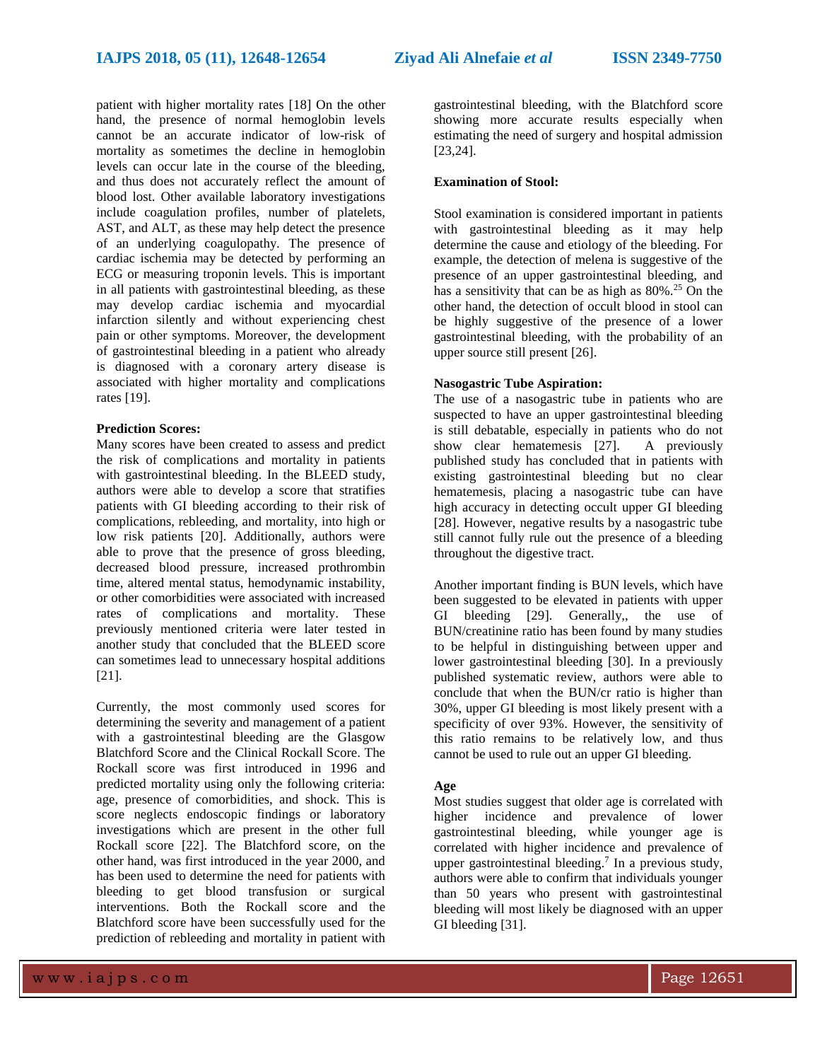patient with higher mortality rates [18] On the other hand, the presence of normal hemoglobin levels cannot be an accurate indicator of low-risk of mortality as sometimes the decline in hemoglobin levels can occur late in the course of the bleeding, and thus does not accurately reflect the amount of blood lost. Other available laboratory investigations include coagulation profiles, number of platelets, AST, and ALT, as these may help detect the presence of an underlying coagulopathy. The presence of cardiac ischemia may be detected by performing an ECG or measuring troponin levels. This is important in all patients with gastrointestinal bleeding, as these may develop cardiac ischemia and myocardial infarction silently and without experiencing chest pain or other symptoms. Moreover, the development of gastrointestinal bleeding in a patient who already is diagnosed with a coronary artery disease is associated with higher mortality and complications rates [19].

**Prediction Scores:**

Many scores have been created to assess and predict the risk of complications and mortality in patients with gastrointestinal bleeding. In the BLEED study, authors were able to develop a score that stratifies patients with GI bleeding according to their risk of complications, rebleeding, and mortality, into high or low risk patients [20]. Additionally, authors were able to prove that the presence of gross bleeding, decreased blood pressure, increased prothrombin time, altered mental status, hemodynamic instability, or other comorbidities were associated with increased rates of complications and mortality. These previously mentioned criteria were later tested in another study that concluded that the BLEED score can sometimes lead to unnecessary hospital additions [21].

Currently, the most commonly used scores for determining the severity and management of a patient with a gastrointestinal bleeding are the Glasgow Blatchford Score and the Clinical Rockall Score. The Rockall score was first introduced in 1996 and predicted mortality using only the following criteria: age, presence of comorbidities, and shock. This is score neglects endoscopic findings or laboratory investigations which are present in the other full Rockall score [22]. The Blatchford score, on the other hand, was first introduced in the year 2000, and has been used to determine the need for patients with bleeding to get blood transfusion or surgical interventions. Both the Rockall score and the Blatchford score have been successfully used for the prediction of rebleeding and mortality in patient with gastrointestinal bleeding, with the Blatchford score showing more accurate results especially when estimating the need of surgery and hospital admission [23,24].

**Examination of Stool:**

Stool examination is considered important in patients with gastrointestinal bleeding as it may help determine the cause and etiology of the bleeding. For example, the detection of melena is suggestive of the presence of an upper gastrointestinal bleeding, and has a sensitivity that can be as high as 80%.[25] On the other hand, the detection of occult blood in stool can be highly suggestive of the presence of a lower gastrointestinal bleeding, with the probability of an upper source still present [26].

**Nasogastric Tube Aspiration:**

The use of a nasogastric tube in patients who are suspected to have an upper gastrointestinal bleeding is still debatable, especially in patients who do not show clear hematemesis [27]. A previously published study has concluded that in patients with existing gastrointestinal bleeding but no clear hematemesis, placing a nasogastric tube can have high accuracy in detecting occult upper GI bleeding [28]. However, negative results by a nasogastric tube still cannot fully rule out the presence of a bleeding throughout the digestive tract.

Another important finding is BUN levels, which have been suggested to be elevated in patients with upper GI bleeding [29]. Generally,, the use of BUN/creatinine ratio has been found by many studies to be helpful in distinguishing between upper and lower gastrointestinal bleeding [30]. In a previously published systematic review, authors were able to conclude that when the BUN/cr ratio is higher than 30%, upper GI bleeding is most likely present with a specificity of over 93%. However, the sensitivity of this ratio remains to be relatively low, and thus cannot be used to rule out an upper GI bleeding.

**Age**

Most studies suggest that older age is correlated with higher incidence and prevalence of lower gastrointestinal bleeding, while younger age is correlated with higher incidence and prevalence of upper gastrointestinal bleeding.[7] In a previous study, authors were able to confirm that individuals younger than 50 years who present with gastrointestinal bleeding will most likely be diagnosed with an upper GI bleeding [31].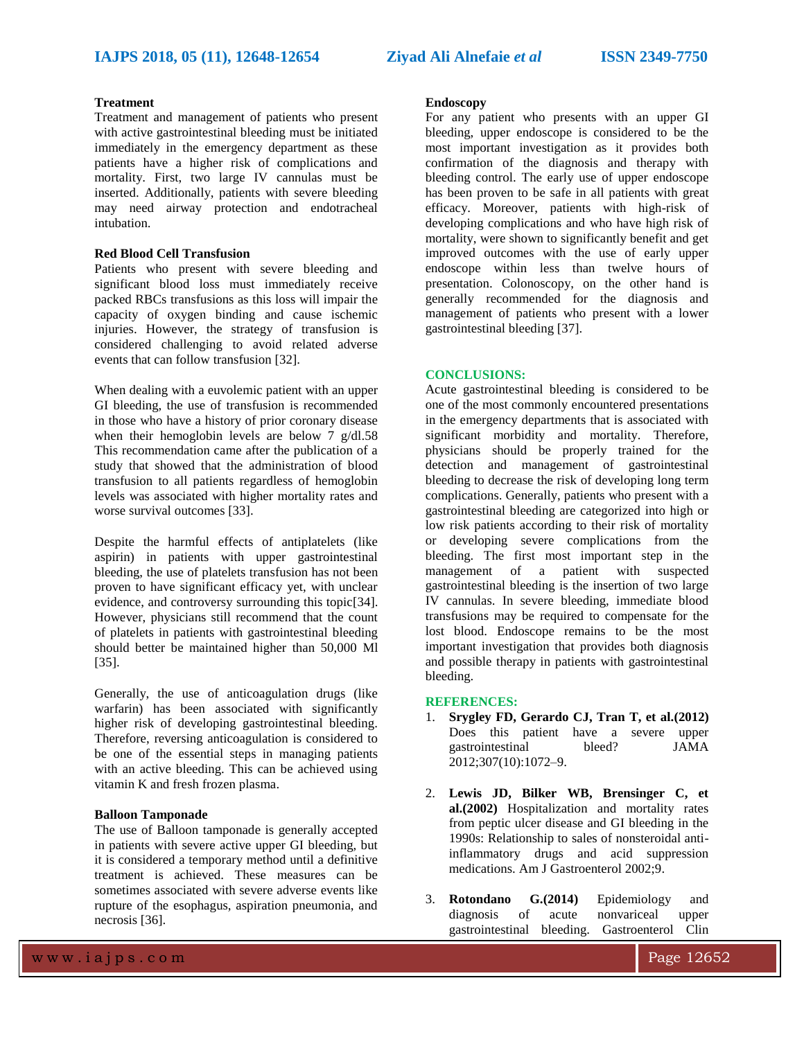### Treatment

Treatment and management of patients who present with active gastrointestinal bleeding must be initiated immediately in the emergency department as these patients have a higher risk of complications and mortality. First, two large IV cannulas must be inserted. Additionally, patients with severe bleeding may need airway protection and endotracheal intubation.

### Red Blood Cell Transfusion

Patients who present with severe bleeding and significant blood loss must immediately receive packed RBCs transfusions as this loss will impair the capacity of oxygen binding and cause ischemic injuries. However, the strategy of transfusion is considered challenging to avoid related adverse events that can follow transfusion [32].

When dealing with a euvolemic patient with an upper GI bleeding, the use of transfusion is recommended in those who have a history of prior coronary disease when their hemoglobin levels are below 7 g/dl.58 This recommendation came after the publication of a study that showed that the administration of blood transfusion to all patients regardless of hemoglobin levels was associated with higher mortality rates and worse survival outcomes [33].

Despite the harmful effects of antiplatelets (like aspirin) in patients with upper gastrointestinal bleeding, the use of platelets transfusion has not been proven to have significant efficacy yet, with unclear evidence, and controversy surrounding this topic[34]. However, physicians still recommend that the count of platelets in patients with gastrointestinal bleeding should better be maintained higher than 50,000 Ml [35].

Generally, the use of anticoagulation drugs (like warfarin) has been associated with significantly higher risk of developing gastrointestinal bleeding. Therefore, reversing anticoagulation is considered to be one of the essential steps in managing patients with an active bleeding. This can be achieved using vitamin K and fresh frozen plasma.

### Balloon Tamponade

The use of Balloon tamponade is generally accepted in patients with severe active upper GI bleeding, but it is considered a temporary method until a definitive treatment is achieved. These measures can be sometimes associated with severe adverse events like rupture of the esophagus, aspiration pneumonia, and necrosis [36].

### Endoscopy

For any patient who presents with an upper GI bleeding, upper endoscope is considered to be the most important investigation as it provides both confirmation of the diagnosis and therapy with bleeding control. The early use of upper endoscope has been proven to be safe in all patients with great efficacy. Moreover, patients with high-risk of developing complications and who have high risk of mortality, were shown to significantly benefit and get improved outcomes with the use of early upper endoscope within less than twelve hours of presentation. Colonoscopy, on the other hand is generally recommended for the diagnosis and management of patients who present with a lower gastrointestinal bleeding [37].

## CONCLUSIONS:

Acute gastrointestinal bleeding is considered to be one of the most commonly encountered presentations in the emergency departments that is associated with significant morbidity and mortality. Therefore, physicians should be properly trained for the detection and management of gastrointestinal bleeding to decrease the risk of developing long term complications. Generally, patients who present with a gastrointestinal bleeding are categorized into high or low risk patients according to their risk of mortality or developing severe complications from the bleeding. The first most important step in the management of a patient with suspected gastrointestinal bleeding is the insertion of two large IV cannulas. In severe bleeding, immediate blood transfusions may be required to compensate for the lost blood. Endoscope remains to be the most important investigation that provides both diagnosis and possible therapy in patients with gastrointestinal bleeding.

## REFERENCES:

1. **Srygley FD, Gerardo CJ, Tran T, et al.(2012)** Does this patient have a severe upper gastrointestinal bleed? JAMA 2012;307(10):1072–9.
2. **Lewis JD, Bilker WB, Brensinger C, et al.(2002)** Hospitalization and mortality rates from peptic ulcer disease and GI bleeding in the 1990s: Relationship to sales of nonsteroidal anti-inflammatory drugs and acid suppression medications. Am J Gastroenterol 2002;9.
3. **Rotondano G.(2014)** Epidemiology and diagnosis of acute nonvariceal upper gastrointestinal bleeding. Gastroenterol Clin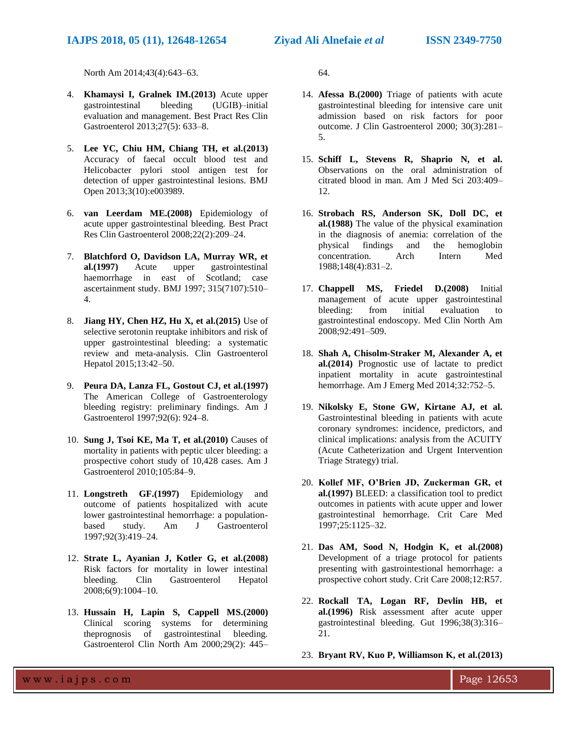North Am 2014;43(4):643–63.

4. **Khamaysi I, Gralnek IM.(2013)** Acute upper gastrointestinal bleeding (UGIB)–initial evaluation and management. Best Pract Res Clin Gastroenterol 2013;27(5): 633–8.
5. **Lee YC, Chiu HM, Chiang TH, et al.(2013)** Accuracy of faecal occult blood test and Helicobacter pylori stool antigen test for detection of upper gastrointestinal lesions. BMJ Open 2013;3(10):e003989.
6. **van Leerdam ME.(2008)** Epidemiology of acute upper gastrointestinal bleeding. Best Pract Res Clin Gastroenterol 2008;22(2):209–24.
7. **Blatchford O, Davidson LA, Murray WR, et al.(1997)** Acute upper gastrointestinal haemorrhage in east of Scotland; case ascertainment study. BMJ 1997; 315(7107):510–4.
8. **Jiang HY, Chen HZ, Hu X, et al.(2015)** Use of selective serotonin reuptake inhibitors and risk of upper gastrointestinal bleeding: a systematic review and meta-analysis. Clin Gastroenterol Hepatol 2015;13:42–50.
9. **Peura DA, Lanza FL, Gostout CJ, et al.(1997)** The American College of Gastroenterology bleeding registry: preliminary findings. Am J Gastroenterol 1997;92(6): 924–8.
10. **Sung J, Tsoi KE, Ma T, et al.(2010)** Causes of mortality in patients with peptic ulcer bleeding: a prospective cohort study of 10,428 cases. Am J Gastroenterol 2010;105:84–9.
11. **Longstreth GF.(1997)** Epidemiology and outcome of patients hospitalized with acute lower gastrointestinal hemorrhage: a population-based study. Am J Gastroenterol 1997;92(3):419–24.
12. **Strate L, Ayanian J, Kotler G, et al.(2008)** Risk factors for mortality in lower intestinal bleeding. Clin Gastroenterol Hepatol 2008;6(9):1004–10.
13. **Hussain H, Lapin S, Cappell MS.(2000)** Clinical scoring systems for determining theprognosis of gastrointestinal bleeding. Gastroenterol Clin North Am 2000;29(2): 445–64.
14. **Afessa B.(2000)** Triage of patients with acute gastrointestinal bleeding for intensive care unit admission based on risk factors for poor outcome. J Clin Gastroenterol 2000; 30(3):281–5.
15. **Schiff L, Stevens R, Shaprio N, et al.** Observations on the oral administration of citrated blood in man. Am J Med Sci 203:409–12.
16. **Strobach RS, Anderson SK, Doll DC, et al.(1988)** The value of the physical examination in the diagnosis of anemia: correlation of the physical findings and the hemoglobin concentration. Arch Intern Med 1988;148(4):831–2.
17. **Chappell MS, Friedel D.(2008)** Initial management of acute upper gastrointestinal bleeding: from initial evaluation to gastrointestinal endoscopy. Med Clin North Am 2008;92:491–509.
18. **Shah A, Chisolm-Straker M, Alexander A, et al.(2014)** Prognostic use of lactate to predict inpatient mortality in acute gastrointestinal hemorrhage. Am J Emerg Med 2014;32:752–5.
19. **Nikolsky E, Stone GW, Kirtane AJ, et al.** Gastrointestinal bleeding in patients with acute coronary syndromes: incidence, predictors, and clinical implications: analysis from the ACUITY (Acute Catheterization and Urgent Intervention Triage Strategy) trial.
20. **Kollef MF, O'Brien JD, Zuckerman GR, et al.(1997)** BLEED: a classification tool to predict outcomes in patients with acute upper and lower gastrointestinal hemorrhage. Crit Care Med 1997;25:1125–32.
21. **Das AM, Sood N, Hodgin K, et al.(2008)** Development of a triage protocol for patients presenting with gastrointestional hemorrhage: a prospective cohort study. Crit Care 2008;12:R57.
22. **Rockall TA, Logan RF, Devlin HB, et al.(1996)** Risk assessment after acute upper gastrointestinal bleeding. Gut 1996;38(3):316–21.
23. **Bryant RV, Kuo P, Williamson K, et al.(2013)**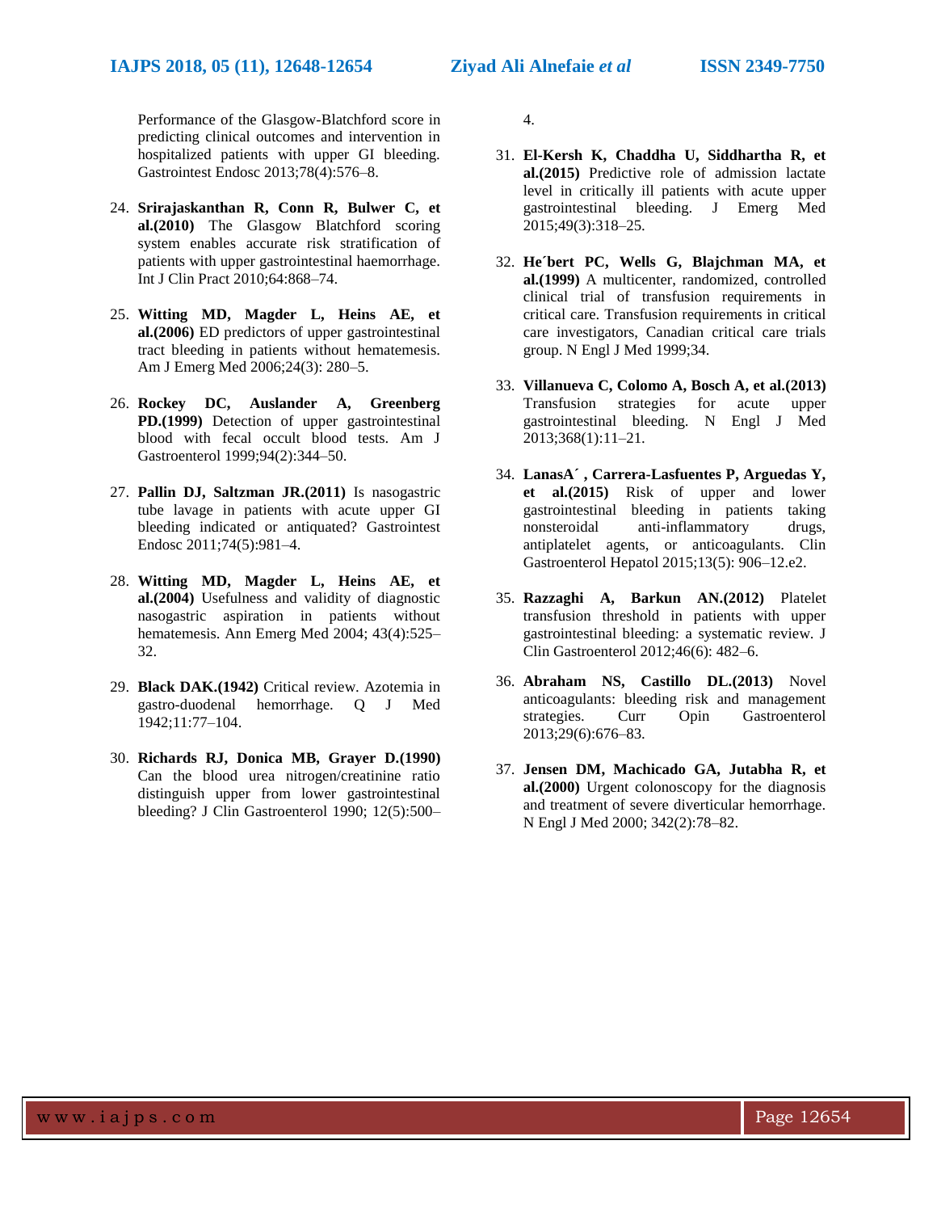Performance of the Glasgow-Blatchford score in predicting clinical outcomes and intervention in hospitalized patients with upper GI bleeding. Gastrointest Endosc 2013;78(4):576–8.

24. **Srirajaskanthan R, Conn R, Bulwer C, et al.(2010)** The Glasgow Blatchford scoring system enables accurate risk stratification of patients with upper gastrointestinal haemorrhage. Int J Clin Pract 2010;64:868–74.

25. **Witting MD, Magder L, Heins AE, et al.(2006)** ED predictors of upper gastrointestinal tract bleeding in patients without hematemesis. Am J Emerg Med 2006;24(3): 280–5.

26. **Rockey DC, Auslander A, Greenberg PD.(1999)** Detection of upper gastrointestinal blood with fecal occult blood tests. Am J Gastroenterol 1999;94(2):344–50.

27. **Pallin DJ, Saltzman JR.(2011)** Is nasogastric tube lavage in patients with acute upper GI bleeding indicated or antiquated? Gastrointest Endosc 2011;74(5):981–4.

28. **Witting MD, Magder L, Heins AE, et al.(2004)** Usefulness and validity of diagnostic nasogastric aspiration in patients without hematemesis. Ann Emerg Med 2004; 43(4):525–32.

29. **Black DAK.(1942)** Critical review. Azotemia in gastro-duodenal hemorrhage. Q J Med 1942;11:77–104.

30. **Richards RJ, Donica MB, Grayer D.(1990)** Can the blood urea nitrogen/creatinine ratio distinguish upper from lower gastrointestinal bleeding? J Clin Gastroenterol 1990; 12(5):500–4.

31. **El-Kersh K, Chaddha U, Siddhartha R, et al.(2015)** Predictive role of admission lactate level in critically ill patients with acute upper gastrointestinal bleeding. J Emerg Med 2015;49(3):318–25.

32. **He´bert PC, Wells G, Blajchman MA, et al.(1999)** A multicenter, randomized, controlled clinical trial of transfusion requirements in critical care. Transfusion requirements in critical care investigators, Canadian critical care trials group. N Engl J Med 1999;34.

33. **Villanueva C, Colomo A, Bosch A, et al.(2013)** Transfusion strategies for acute upper gastrointestinal bleeding. N Engl J Med 2013;368(1):11–21.

34. **LanasA´ , Carrera-Lasfuentes P, Arguedas Y, et al.(2015)** Risk of upper and lower gastrointestinal bleeding in patients taking nonsteroidal anti-inflammatory drugs, antiplatelet agents, or anticoagulants. Clin Gastroenterol Hepatol 2015;13(5): 906–12.e2.

35. **Razzaghi A, Barkun AN.(2012)** Platelet transfusion threshold in patients with upper gastrointestinal bleeding: a systematic review. J Clin Gastroenterol 2012;46(6): 482–6.

36. **Abraham NS, Castillo DL.(2013)** Novel anticoagulants: bleeding risk and management strategies. Curr Opin Gastroenterol 2013;29(6):676–83.

37. **Jensen DM, Machicado GA, Jutabha R, et al.(2000)** Urgent colonoscopy for the diagnosis and treatment of severe diverticular hemorrhage. N Engl J Med 2000; 342(2):78–82.